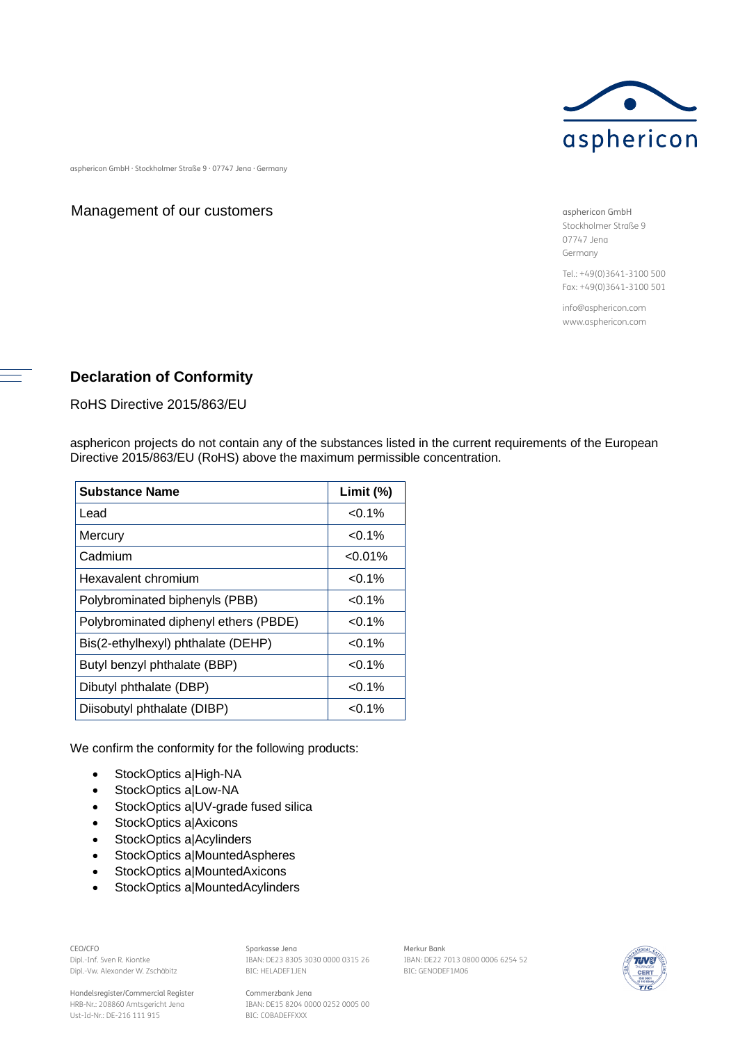asphericon

asphericon GmbH · Stockholmer Straße 9 · 07747 Jena · Germany

Management of our customers

asphericon GmbH
Stockholmer Straße 9
07747 Jena
Germany

Tel.: +49(0)3641-3100 500
Fax: +49(0)3641-3100 501

info@asphericon.com
www.asphericon.com

## Declaration of Conformity

RoHS Directive 2015/863/EU

asphericon projects do not contain any of the substances listed in the current requirements of the European Directive 2015/863/EU (RoHS) above the maximum permissible concentration.

| Substance Name | Limit (%) |
|---|---|
| Lead | <0.1% |
| Mercury | <0.1% |
| Cadmium | <0.01% |
| Hexavalent chromium | <0.1% |
| Polybrominated biphenyls (PBB) | <0.1% |
| Polybrominated diphenyl ethers (PBDE) | <0.1% |
| Bis(2-ethylhexyl) phthalate (DEHP) | <0.1% |
| Butyl benzyl phthalate (BBP) | <0.1% |
| Dibutyl phthalate (DBP) | <0.1% |
| Diisobutyl phthalate (DIBP) | <0.1% |

We confirm the conformity for the following products:

- StockOptics a|High-NA
- StockOptics a|Low-NA
- StockOptics a|UV-grade fused silica
- StockOptics a|Axicons
- StockOptics a|Acylinders
- StockOptics a|MountedAspheres
- StockOptics a|MountedAxicons
- StockOptics a|MountedAcylinders

CEO/CFO
Dipl.-Inf. Sven R. Kiontke
Dipl.-Vw. Alexander W. Zschäbitz

Handelsregister/Commercial Register
HRB-Nr.: 208860 Amtsgericht Jena
Ust-Id-Nr.: DE-216 111 915

Sparkasse Jena
IBAN: DE23 8305 3030 0000 0315 26
BIC: HELADEF1JEN

Commerzbank Jena
IBAN: DE15 8204 0000 0252 0005 00
BIC: COBADEFFXXX

Merkur Bank
IBAN: DE22 7013 0800 0006 6254 52
BIC: GENODEF1M06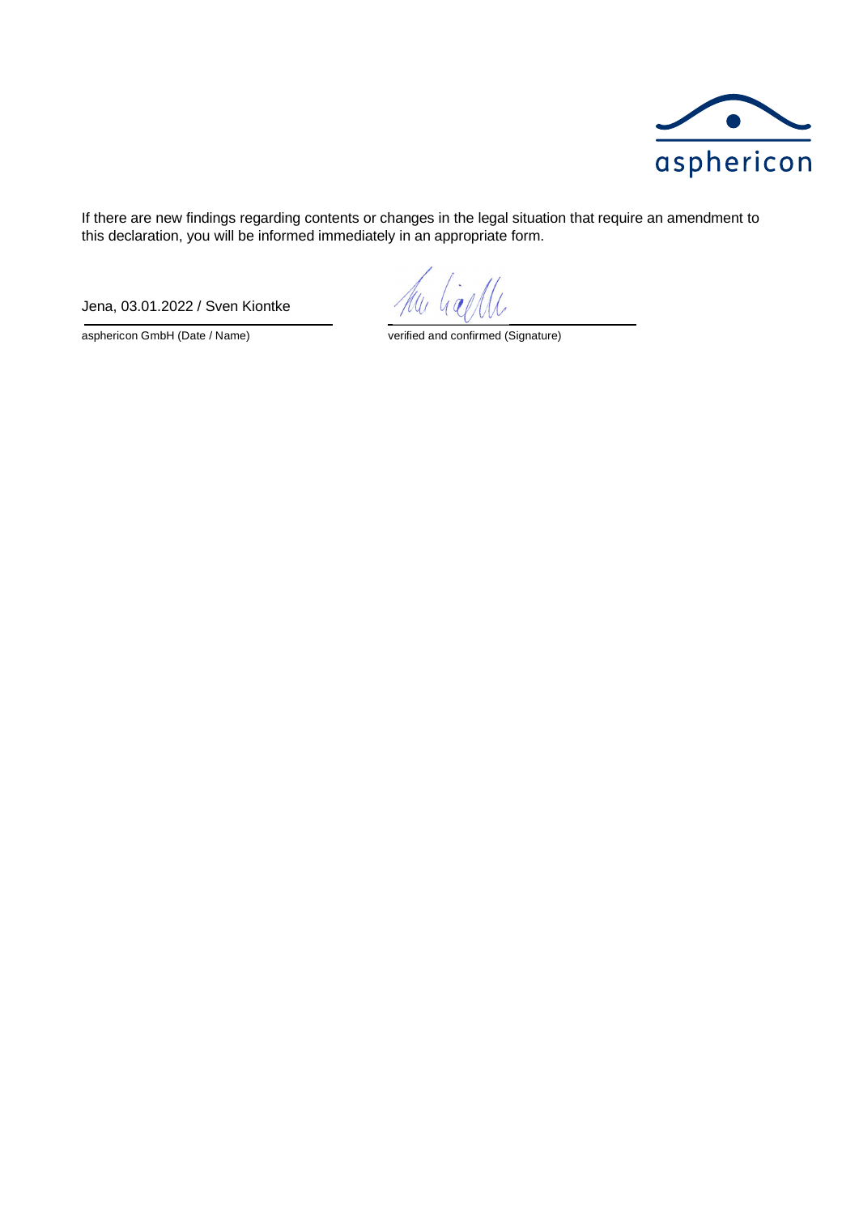asphericon

If there are new findings regarding contents or changes in the legal situation that require an amendment to this declaration, you will be informed immediately in an appropriate form.

| | |
|---|---|
| Jena, 03.01.2022 / Sven Kiontke | |
| asphericon GmbH (Date / Name) | verified and confirmed (Signature) |